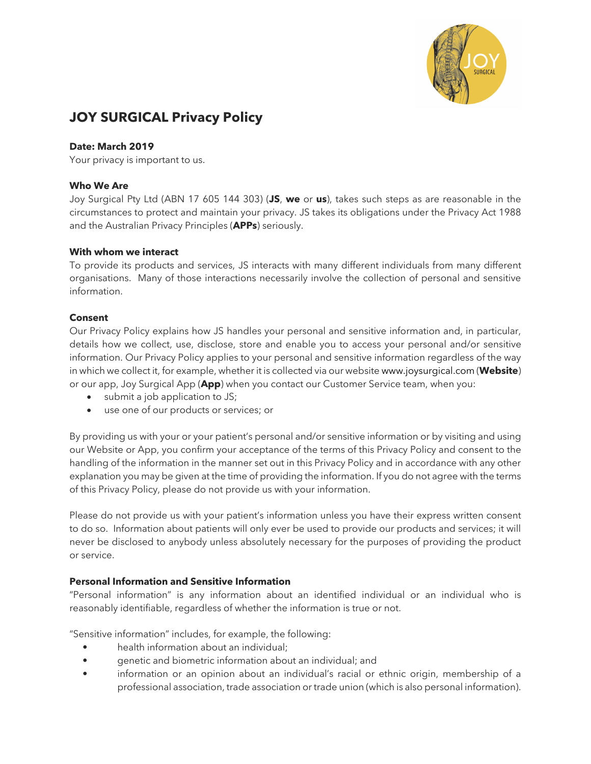# JOY SURGICAL Privacy Policy

**Date: March 2019**

Your privacy is important to us.

**Who We Are**

Joy Surgical Pty Ltd (ABN 17 605 144 303) (**JS**, **we** or **us**), takes such steps as are reasonable in the circumstances to protect and maintain your privacy. JS takes its obligations under the Privacy Act 1988 and the Australian Privacy Principles (**APPs**) seriously.

**With whom we interact**

To provide its products and services, JS interacts with many different individuals from many different organisations. Many of those interactions necessarily involve the collection of personal and sensitive information.

**Consent**

Our Privacy Policy explains how JS handles your personal and sensitive information and, in particular, details how we collect, use, disclose, store and enable you to access your personal and/or sensitive information. Our Privacy Policy applies to your personal and sensitive information regardless of the way in which we collect it, for example, whether it is collected via our website www.joysurgical.com (**Website**) or our app, Joy Surgical App (**App**) when you contact our Customer Service team, when you:

- submit a job application to JS;
- use one of our products or services; or

By providing us with your or your patient's personal and/or sensitive information or by visiting and using our Website or App, you confirm your acceptance of the terms of this Privacy Policy and consent to the handling of the information in the manner set out in this Privacy Policy and in accordance with any other explanation you may be given at the time of providing the information. If you do not agree with the terms of this Privacy Policy, please do not provide us with your information.

Please do not provide us with your patient's information unless you have their express written consent to do so. Information about patients will only ever be used to provide our products and services; it will never be disclosed to anybody unless absolutely necessary for the purposes of providing the product or service.

**Personal Information and Sensitive Information**

"Personal information" is any information about an identified individual or an individual who is reasonably identifiable, regardless of whether the information is true or not.

"Sensitive information" includes, for example, the following:

- health information about an individual;
- genetic and biometric information about an individual; and
- information or an opinion about an individual's racial or ethnic origin, membership of a professional association, trade association or trade union (which is also personal information).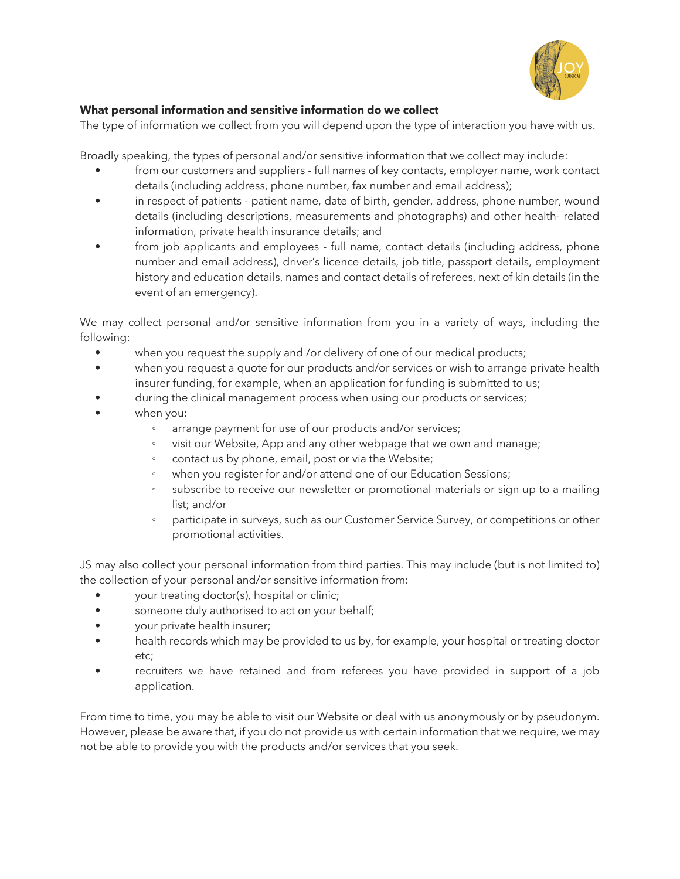**What personal information and sensitive information do we collect**

The type of information we collect from you will depend upon the type of interaction you have with us.

Broadly speaking, the types of personal and/or sensitive information that we collect may include:

- from our customers and suppliers - full names of key contacts, employer name, work contact details (including address, phone number, fax number and email address);
- in respect of patients - patient name, date of birth, gender, address, phone number, wound details (including descriptions, measurements and photographs) and other health- related information, private health insurance details; and
- from job applicants and employees - full name, contact details (including address, phone number and email address), driver's licence details, job title, passport details, employment history and education details, names and contact details of referees, next of kin details (in the event of an emergency).

We may collect personal and/or sensitive information from you in a variety of ways, including the following:

- when you request the supply and /or delivery of one of our medical products;
- when you request a quote for our products and/or services or wish to arrange private health insurer funding, for example, when an application for funding is submitted to us;
- during the clinical management process when using our products or services;
- when you:
  - arrange payment for use of our products and/or services;
  - visit our Website, App and any other webpage that we own and manage;
  - contact us by phone, email, post or via the Website;
  - when you register for and/or attend one of our Education Sessions;
  - subscribe to receive our newsletter or promotional materials or sign up to a mailing list; and/or
  - participate in surveys, such as our Customer Service Survey, or competitions or other promotional activities.

JS may also collect your personal information from third parties. This may include (but is not limited to) the collection of your personal and/or sensitive information from:

- your treating doctor(s), hospital or clinic;
- someone duly authorised to act on your behalf;
- your private health insurer;
- health records which may be provided to us by, for example, your hospital or treating doctor etc;
- recruiters we have retained and from referees you have provided in support of a job application.

From time to time, you may be able to visit our Website or deal with us anonymously or by pseudonym. However, please be aware that, if you do not provide us with certain information that we require, we may not be able to provide you with the products and/or services that you seek.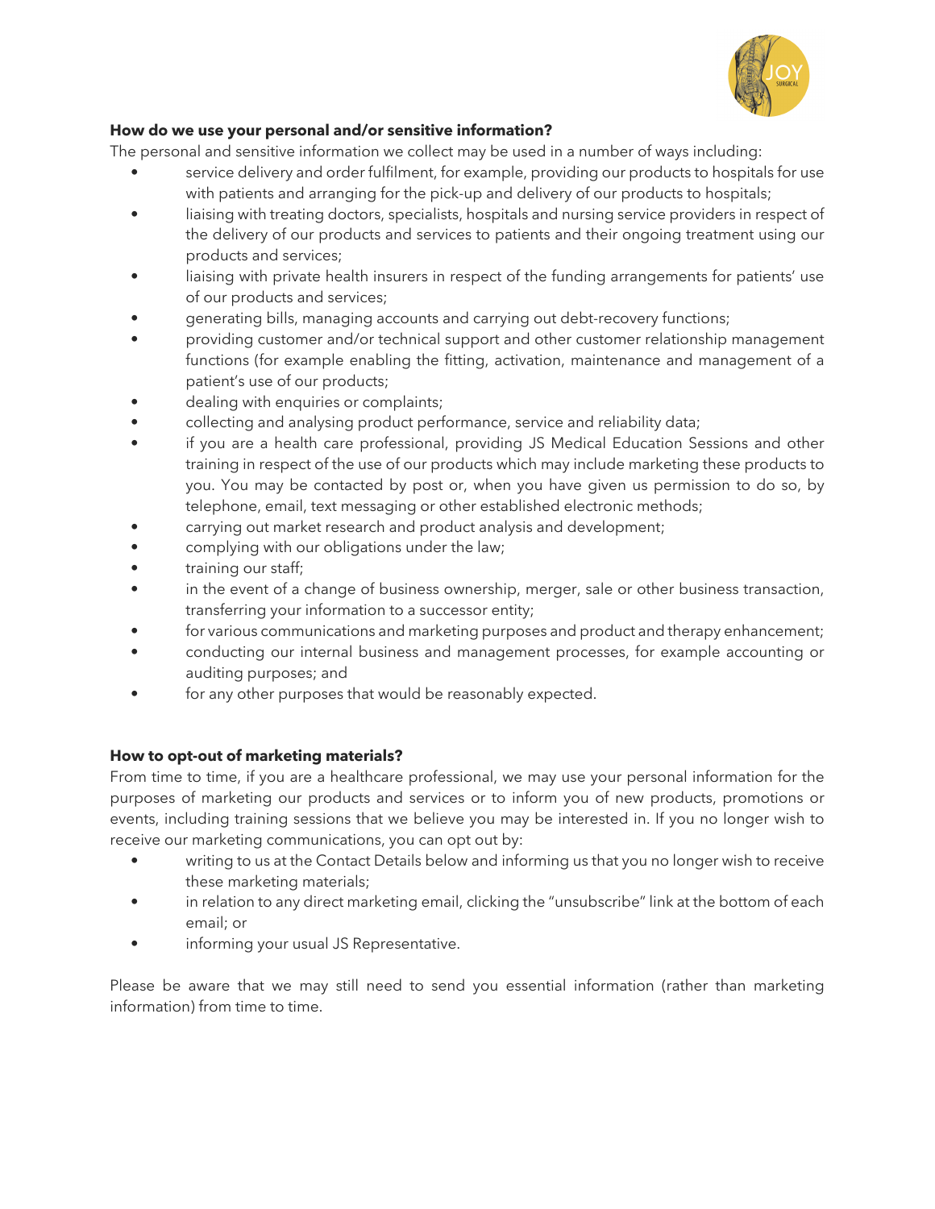**How do we use your personal and/or sensitive information?**

The personal and sensitive information we collect may be used in a number of ways including:

- service delivery and order fulfilment, for example, providing our products to hospitals for use with patients and arranging for the pick-up and delivery of our products to hospitals;
- liaising with treating doctors, specialists, hospitals and nursing service providers in respect of the delivery of our products and services to patients and their ongoing treatment using our products and services;
- liaising with private health insurers in respect of the funding arrangements for patients' use of our products and services;
- generating bills, managing accounts and carrying out debt-recovery functions;
- providing customer and/or technical support and other customer relationship management functions (for example enabling the fitting, activation, maintenance and management of a patient's use of our products;
- dealing with enquiries or complaints;
- collecting and analysing product performance, service and reliability data;
- if you are a health care professional, providing JS Medical Education Sessions and other training in respect of the use of our products which may include marketing these products to you. You may be contacted by post or, when you have given us permission to do so, by telephone, email, text messaging or other established electronic methods;
- carrying out market research and product analysis and development;
- complying with our obligations under the law;
- training our staff;
- in the event of a change of business ownership, merger, sale or other business transaction, transferring your information to a successor entity;
- for various communications and marketing purposes and product and therapy enhancement;
- conducting our internal business and management processes, for example accounting or auditing purposes; and
- for any other purposes that would be reasonably expected.

**How to opt-out of marketing materials?**

From time to time, if you are a healthcare professional, we may use your personal information for the purposes of marketing our products and services or to inform you of new products, promotions or events, including training sessions that we believe you may be interested in. If you no longer wish to receive our marketing communications, you can opt out by:

- writing to us at the Contact Details below and informing us that you no longer wish to receive these marketing materials;
- in relation to any direct marketing email, clicking the "unsubscribe" link at the bottom of each email; or
- informing your usual JS Representative.

Please be aware that we may still need to send you essential information (rather than marketing information) from time to time.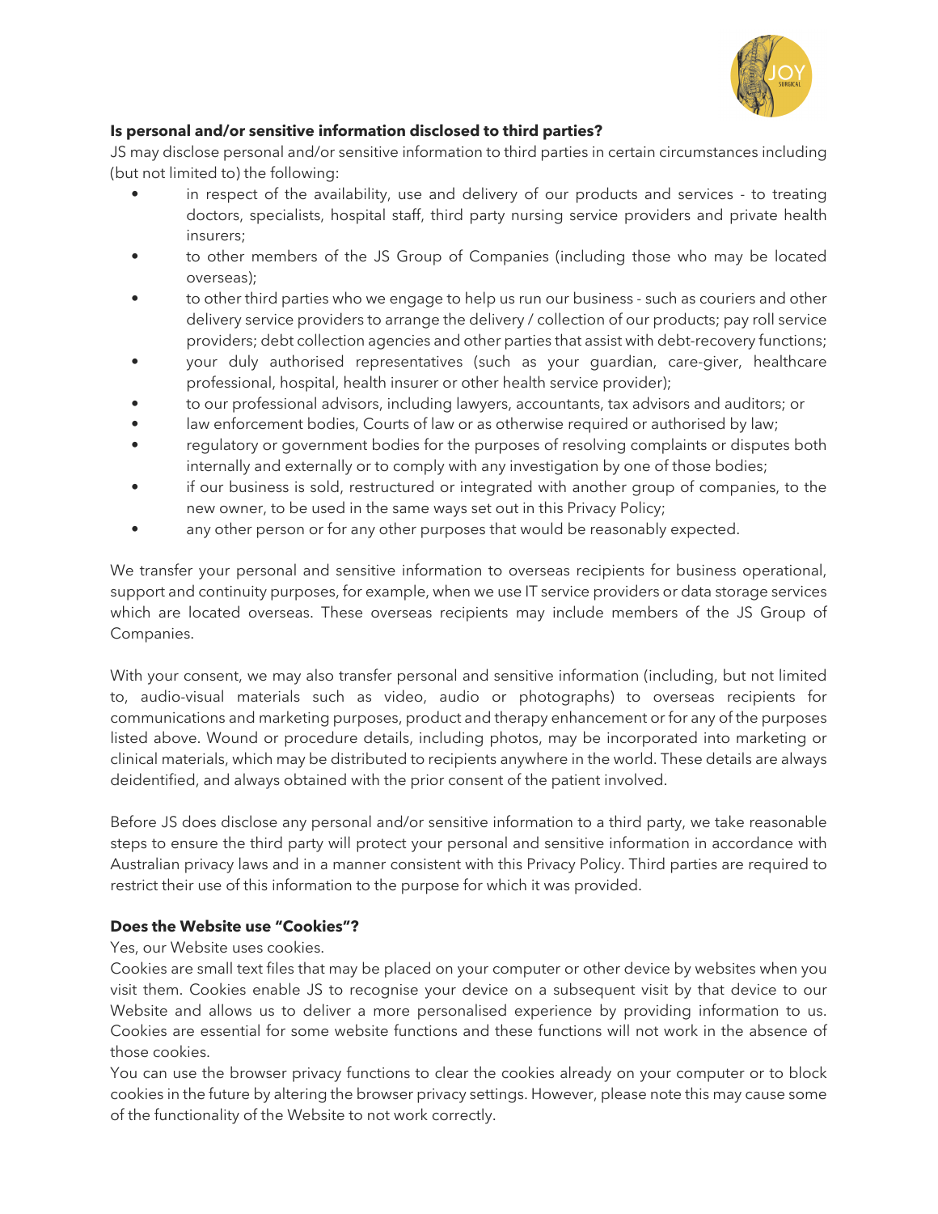**Is personal and/or sensitive information disclosed to third parties?**

JS may disclose personal and/or sensitive information to third parties in certain circumstances including (but not limited to) the following:

- in respect of the availability, use and delivery of our products and services - to treating doctors, specialists, hospital staff, third party nursing service providers and private health insurers;
- to other members of the JS Group of Companies (including those who may be located overseas);
- to other third parties who we engage to help us run our business - such as couriers and other delivery service providers to arrange the delivery / collection of our products; pay roll service providers; debt collection agencies and other parties that assist with debt-recovery functions;
- your duly authorised representatives (such as your guardian, care-giver, healthcare professional, hospital, health insurer or other health service provider);
- to our professional advisors, including lawyers, accountants, tax advisors and auditors; or
- law enforcement bodies, Courts of law or as otherwise required or authorised by law;
- regulatory or government bodies for the purposes of resolving complaints or disputes both internally and externally or to comply with any investigation by one of those bodies;
- if our business is sold, restructured or integrated with another group of companies, to the new owner, to be used in the same ways set out in this Privacy Policy;
- any other person or for any other purposes that would be reasonably expected.

We transfer your personal and sensitive information to overseas recipients for business operational, support and continuity purposes, for example, when we use IT service providers or data storage services which are located overseas. These overseas recipients may include members of the JS Group of Companies.

With your consent, we may also transfer personal and sensitive information (including, but not limited to, audio-visual materials such as video, audio or photographs) to overseas recipients for communications and marketing purposes, product and therapy enhancement or for any of the purposes listed above. Wound or procedure details, including photos, may be incorporated into marketing or clinical materials, which may be distributed to recipients anywhere in the world. These details are always deidentified, and always obtained with the prior consent of the patient involved.

Before JS does disclose any personal and/or sensitive information to a third party, we take reasonable steps to ensure the third party will protect your personal and sensitive information in accordance with Australian privacy laws and in a manner consistent with this Privacy Policy. Third parties are required to restrict their use of this information to the purpose for which it was provided.

**Does the Website use "Cookies"?**

Yes, our Website uses cookies.

Cookies are small text files that may be placed on your computer or other device by websites when you visit them. Cookies enable JS to recognise your device on a subsequent visit by that device to our Website and allows us to deliver a more personalised experience by providing information to us. Cookies are essential for some website functions and these functions will not work in the absence of those cookies.

You can use the browser privacy functions to clear the cookies already on your computer or to block cookies in the future by altering the browser privacy settings. However, please note this may cause some of the functionality of the Website to not work correctly.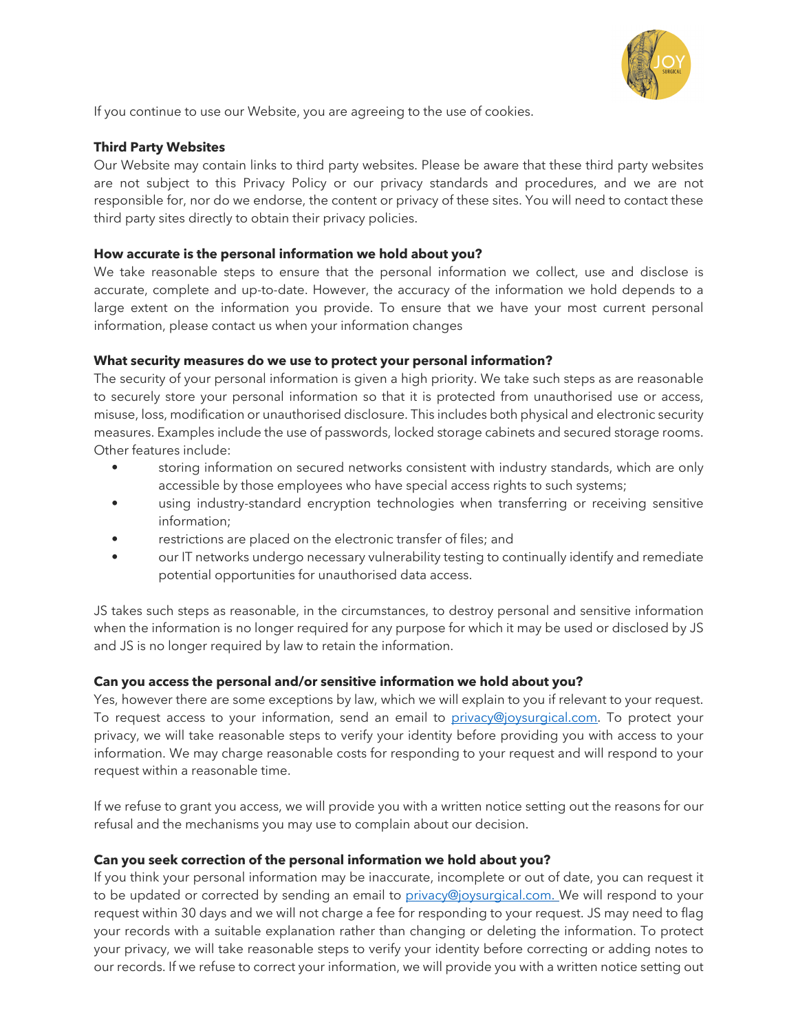If you continue to use our Website, you are agreeing to the use of cookies.

**Third Party Websites**

Our Website may contain links to third party websites. Please be aware that these third party websites are not subject to this Privacy Policy or our privacy standards and procedures, and we are not responsible for, nor do we endorse, the content or privacy of these sites. You will need to contact these third party sites directly to obtain their privacy policies.

**How accurate is the personal information we hold about you?**

We take reasonable steps to ensure that the personal information we collect, use and disclose is accurate, complete and up-to-date. However, the accuracy of the information we hold depends to a large extent on the information you provide. To ensure that we have your most current personal information, please contact us when your information changes

**What security measures do we use to protect your personal information?**

The security of your personal information is given a high priority. We take such steps as are reasonable to securely store your personal information so that it is protected from unauthorised use or access, misuse, loss, modification or unauthorised disclosure. This includes both physical and electronic security measures. Examples include the use of passwords, locked storage cabinets and secured storage rooms. Other features include:

- storing information on secured networks consistent with industry standards, which are only accessible by those employees who have special access rights to such systems;
- using industry-standard encryption technologies when transferring or receiving sensitive information;
- restrictions are placed on the electronic transfer of files; and
- our IT networks undergo necessary vulnerability testing to continually identify and remediate potential opportunities for unauthorised data access.

JS takes such steps as reasonable, in the circumstances, to destroy personal and sensitive information when the information is no longer required for any purpose for which it may be used or disclosed by JS and JS is no longer required by law to retain the information.

**Can you access the personal and/or sensitive information we hold about you?**

Yes, however there are some exceptions by law, which we will explain to you if relevant to your request. To request access to your information, send an email to privacy@joysurgical.com. To protect your privacy, we will take reasonable steps to verify your identity before providing you with access to your information. We may charge reasonable costs for responding to your request and will respond to your request within a reasonable time.

If we refuse to grant you access, we will provide you with a written notice setting out the reasons for our refusal and the mechanisms you may use to complain about our decision.

**Can you seek correction of the personal information we hold about you?**

If you think your personal information may be inaccurate, incomplete or out of date, you can request it to be updated or corrected by sending an email to privacy@joysurgical.com. We will respond to your request within 30 days and we will not charge a fee for responding to your request. JS may need to flag your records with a suitable explanation rather than changing or deleting the information. To protect your privacy, we will take reasonable steps to verify your identity before correcting or adding notes to our records. If we refuse to correct your information, we will provide you with a written notice setting out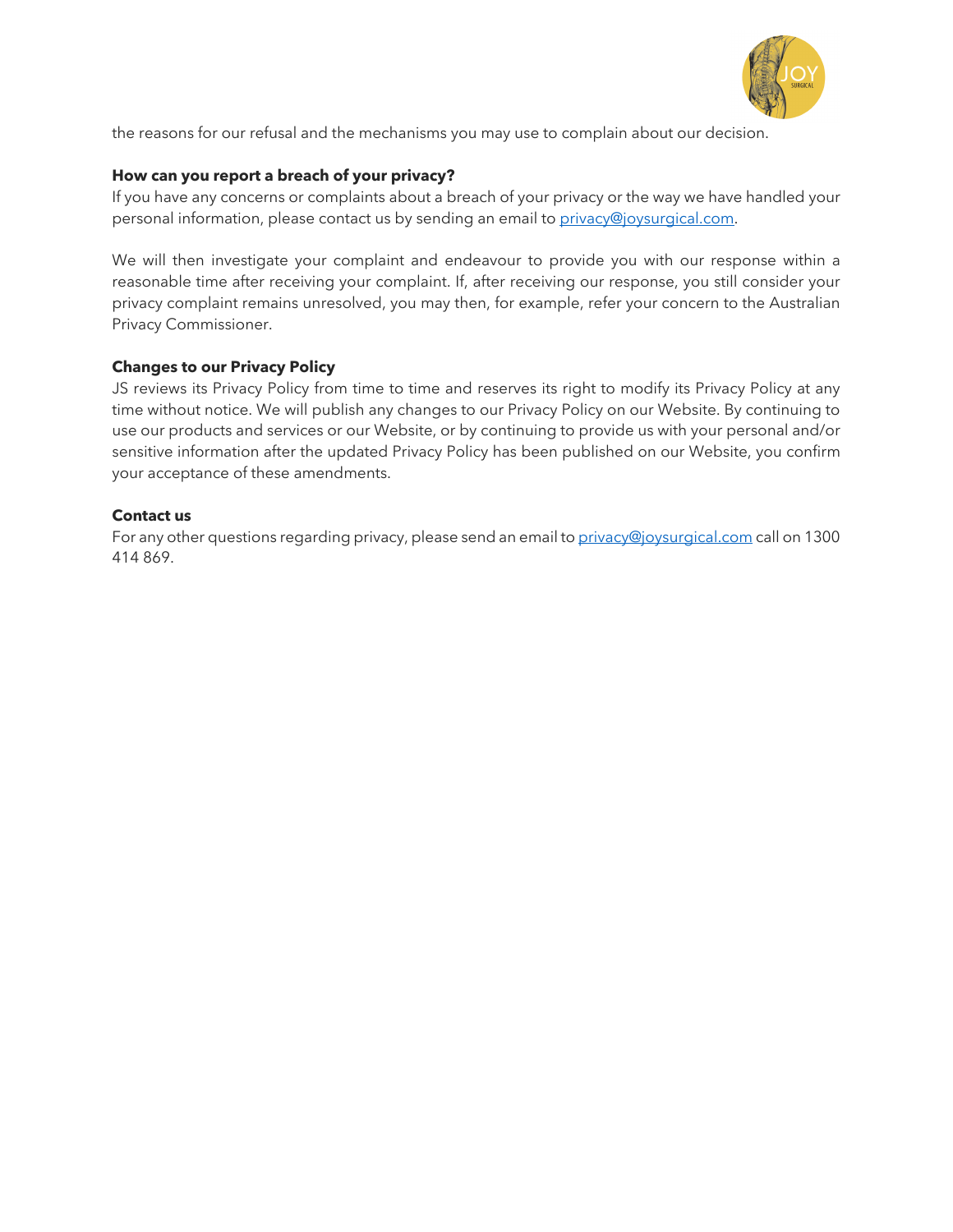the reasons for our refusal and the mechanisms you may use to complain about our decision.

**How can you report a breach of your privacy?**

If you have any concerns or complaints about a breach of your privacy or the way we have handled your personal information, please contact us by sending an email to privacy@joysurgical.com.

We will then investigate your complaint and endeavour to provide you with our response within a reasonable time after receiving your complaint. If, after receiving our response, you still consider your privacy complaint remains unresolved, you may then, for example, refer your concern to the Australian Privacy Commissioner.

**Changes to our Privacy Policy**

JS reviews its Privacy Policy from time to time and reserves its right to modify its Privacy Policy at any time without notice. We will publish any changes to our Privacy Policy on our Website. By continuing to use our products and services or our Website, or by continuing to provide us with your personal and/or sensitive information after the updated Privacy Policy has been published on our Website, you confirm your acceptance of these amendments.

**Contact us**

For any other questions regarding privacy, please send an email to privacy@joysurgical.com call on 1300 414 869.